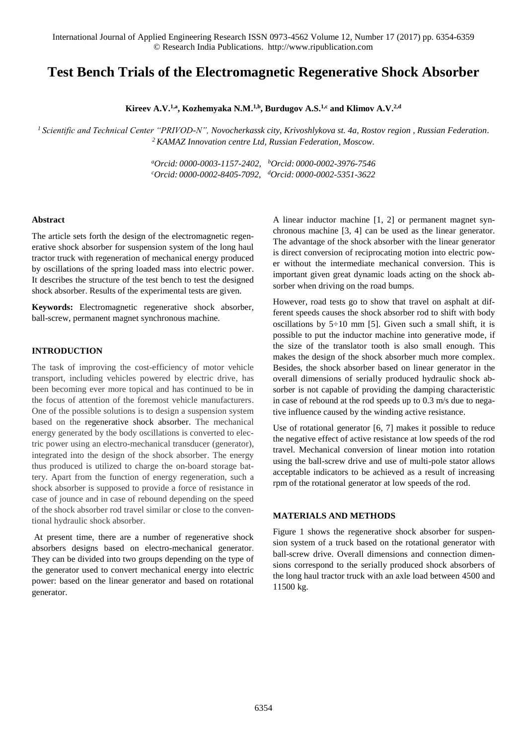# Test Bench Trials of the Electromagnetic Regenerative Shock Absorber

**Kireev A.V.[1,a], Kozhemyaka N.M.[1,b], Burdugov A.S.[1,c] and Klimov A.V.[2,d]**

*[1] Scientific and Technical Center "PRIVOD-N", Novocherkassk city, Krivoshlykova st. 4a, Rostov region , Russian Federation.*
*[2] KAMAZ Innovation centre Ltd, Russian Federation, Moscow.*

*[a]Orcid: 0000-0003-1157-2402, [b]Orcid: 0000-0002-3976-7546*
*[c]Orcid: 0000-0002-8405-7092, [d]Orcid: 0000-0002-5351-3622*

### Abstract

The article sets forth the design of the electromagnetic regenerative shock absorber for suspension system of the long haul tractor truck with regeneration of mechanical energy produced by oscillations of the spring loaded mass into electric power. It describes the structure of the test bench to test the designed shock absorber. Results of the experimental tests are given.

**Keywords:** Electromagnetic regenerative shock absorber, ball-screw, permanent magnet synchronous machine.

### INTRODUCTION

The task of improving the cost-efficiency of motor vehicle transport, including vehicles powered by electric drive, has been becoming ever more topical and has continued to be in the focus of attention of the foremost vehicle manufacturers. One of the possible solutions is to design a suspension system based on the regenerative shock absorber. The mechanical energy generated by the body oscillations is converted to electric power using an electro-mechanical transducer (generator), integrated into the design of the shock absorber. The energy thus produced is utilized to charge the on-board storage battery. Apart from the function of energy regeneration, such a shock absorber is supposed to provide a force of resistance in case of jounce and in case of rebound depending on the speed of the shock absorber rod travel similar or close to the conventional hydraulic shock absorber.

At present time, there are a number of regenerative shock absorbers designs based on electro-mechanical generator. They can be divided into two groups depending on the type of the generator used to convert mechanical energy into electric power: based on the linear generator and based on rotational generator.

A linear inductor machine [1, 2] or permanent magnet synchronous machine [3, 4] can be used as the linear generator. The advantage of the shock absorber with the linear generator is direct conversion of reciprocating motion into electric power without the intermediate mechanical conversion. This is important given great dynamic loads acting on the shock absorber when driving on the road bumps.

However, road tests go to show that travel on asphalt at different speeds causes the shock absorber rod to shift with body oscillations by 5÷10 mm [5]. Given such a small shift, it is possible to put the inductor machine into generative mode, if the size of the translator tooth is also small enough. This makes the design of the shock absorber much more complex. Besides, the shock absorber based on linear generator in the overall dimensions of serially produced hydraulic shock absorber is not capable of providing the damping characteristic in case of rebound at the rod speeds up to 0.3 m/s due to negative influence caused by the winding active resistance.

Use of rotational generator [6, 7] makes it possible to reduce the negative effect of active resistance at low speeds of the rod travel. Mechanical conversion of linear motion into rotation using the ball-screw drive and use of multi-pole stator allows acceptable indicators to be achieved as a result of increasing rpm of the rotational generator at low speeds of the rod.

### MATERIALS AND METHODS

Figure 1 shows the regenerative shock absorber for suspension system of a truck based on the rotational generator with ball-screw drive. Overall dimensions and connection dimensions correspond to the serially produced shock absorbers of the long haul tractor truck with an axle load between 4500 and 11500 kg.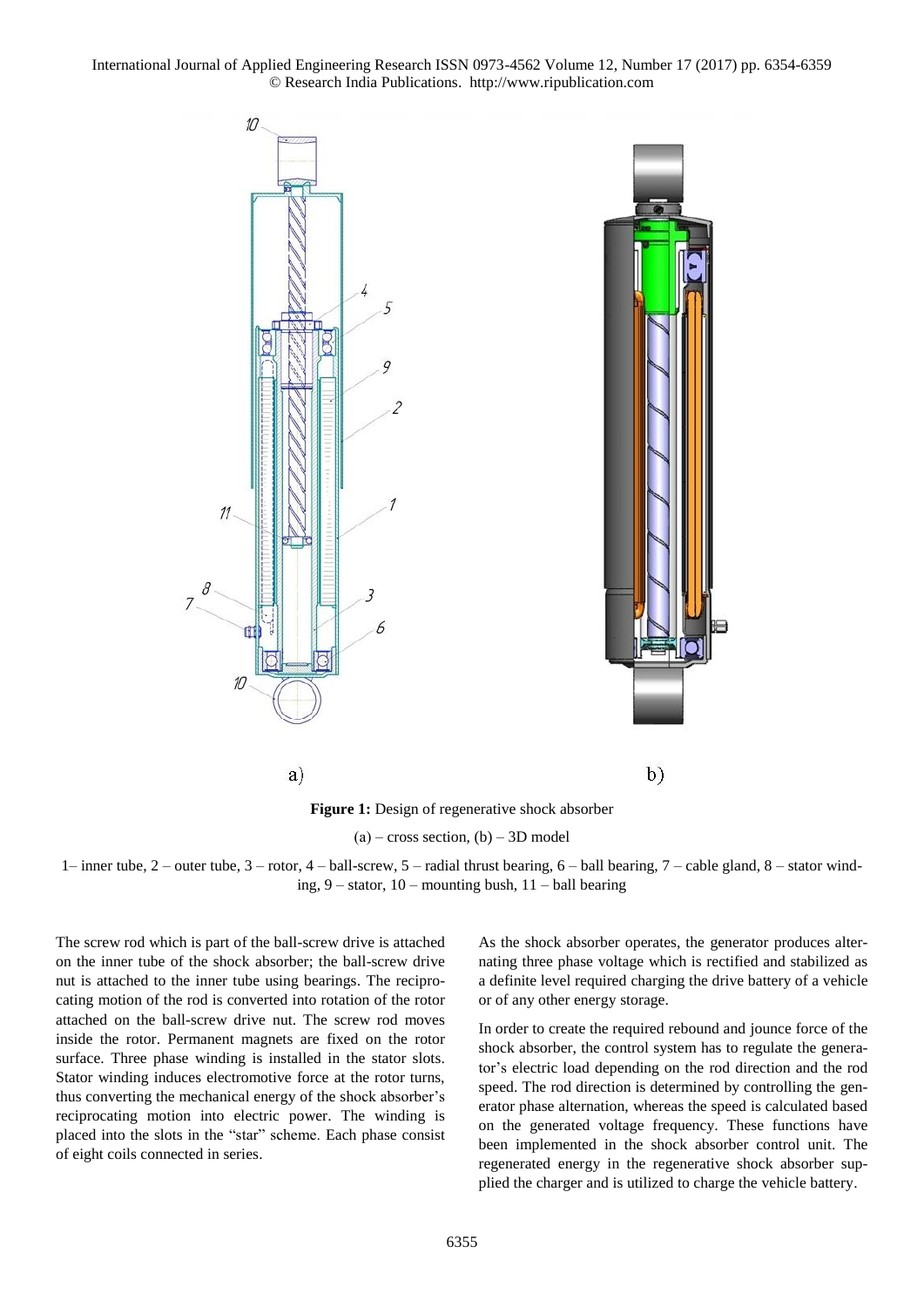**Figure 1:** Design of regenerative shock absorber

(a) – cross section, (b) – 3D model

1– inner tube, 2 – outer tube, 3 – rotor, 4 – ball-screw, 5 – radial thrust bearing, 6 – ball bearing, 7 – cable gland, 8 – stator winding, 9 – stator, 10 – mounting bush, 11 – ball bearing

The screw rod which is part of the ball-screw drive is attached on the inner tube of the shock absorber; the ball-screw drive nut is attached to the inner tube using bearings. The reciprocating motion of the rod is converted into rotation of the rotor attached on the ball-screw drive nut. The screw rod moves inside the rotor. Permanent magnets are fixed on the rotor surface. Three phase winding is installed in the stator slots. Stator winding induces electromotive force at the rotor turns, thus converting the mechanical energy of the shock absorber's reciprocating motion into electric power. The winding is placed into the slots in the "star" scheme. Each phase consist of eight coils connected in series.

As the shock absorber operates, the generator produces alternating three phase voltage which is rectified and stabilized as a definite level required charging the drive battery of a vehicle or of any other energy storage.

In order to create the required rebound and jounce force of the shock absorber, the control system has to regulate the generator's electric load depending on the rod direction and the rod speed. The rod direction is determined by controlling the generator phase alternation, whereas the speed is calculated based on the generated voltage frequency. These functions have been implemented in the shock absorber control unit. The regenerated energy in the regenerative shock absorber supplied the charger and is utilized to charge the vehicle battery.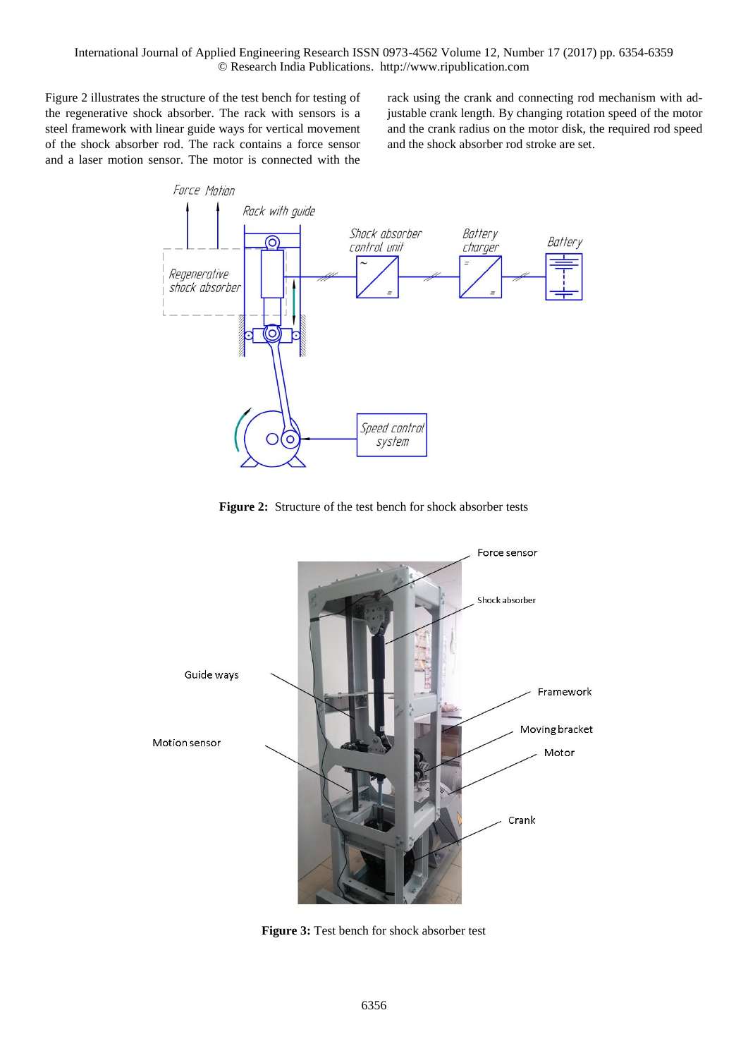Figure 2 illustrates the structure of the test bench for testing of the regenerative shock absorber. The rack with sensors is a steel framework with linear guide ways for vertical movement of the shock absorber rod. The rack contains a force sensor and a laser motion sensor. The motor is connected with the rack using the crank and connecting rod mechanism with adjustable crank length. By changing rotation speed of the motor and the crank radius on the motor disk, the required rod speed and the shock absorber rod stroke are set.

**Figure 2:** Structure of the test bench for shock absorber tests

**Figure 3:** Test bench for shock absorber test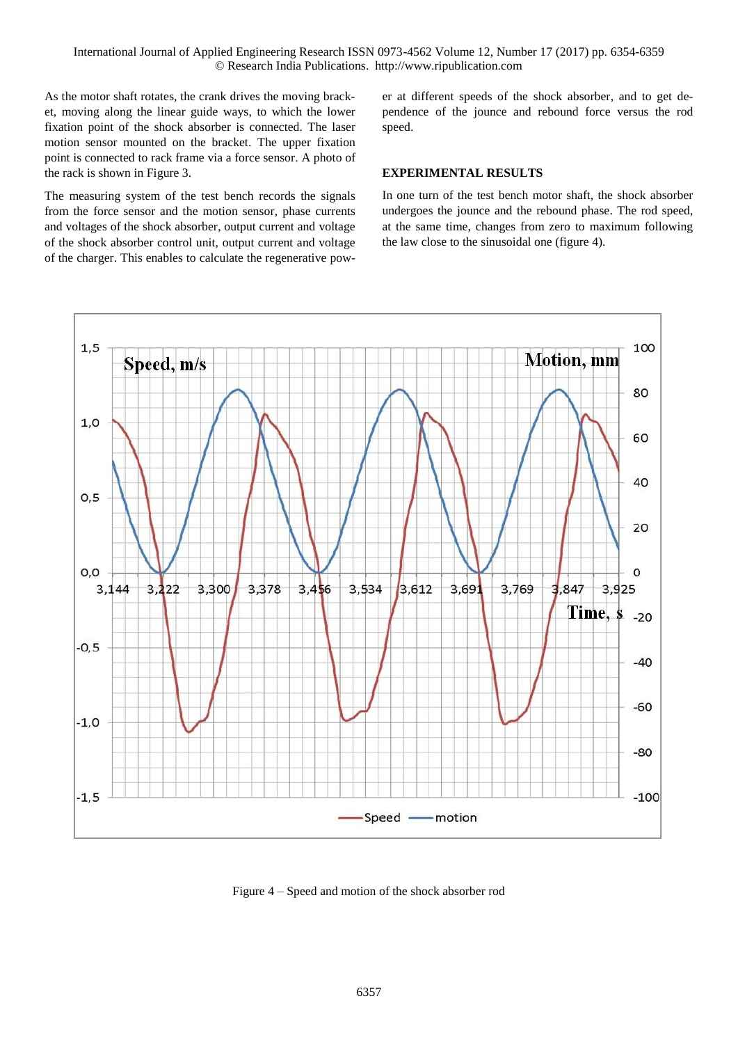As the motor shaft rotates, the crank drives the moving bracket, moving along the linear guide ways, to which the lower fixation point of the shock absorber is connected. The laser motion sensor mounted on the bracket. The upper fixation point is connected to rack frame via a force sensor. A photo of the rack is shown in Figure 3.

The measuring system of the test bench records the signals from the force sensor and the motion sensor, phase currents and voltages of the shock absorber, output current and voltage of the shock absorber control unit, output current and voltage of the charger. This enables to calculate the regenerative power at different speeds of the shock absorber, and to get dependence of the jounce and rebound force versus the rod speed.

## EXPERIMENTAL RESULTS

In one turn of the test bench motor shaft, the shock absorber undergoes the jounce and the rebound phase. The rod speed, at the same time, changes from zero to maximum following the law close to the sinusoidal one (figure 4).

Figure 4 – Speed and motion of the shock absorber rod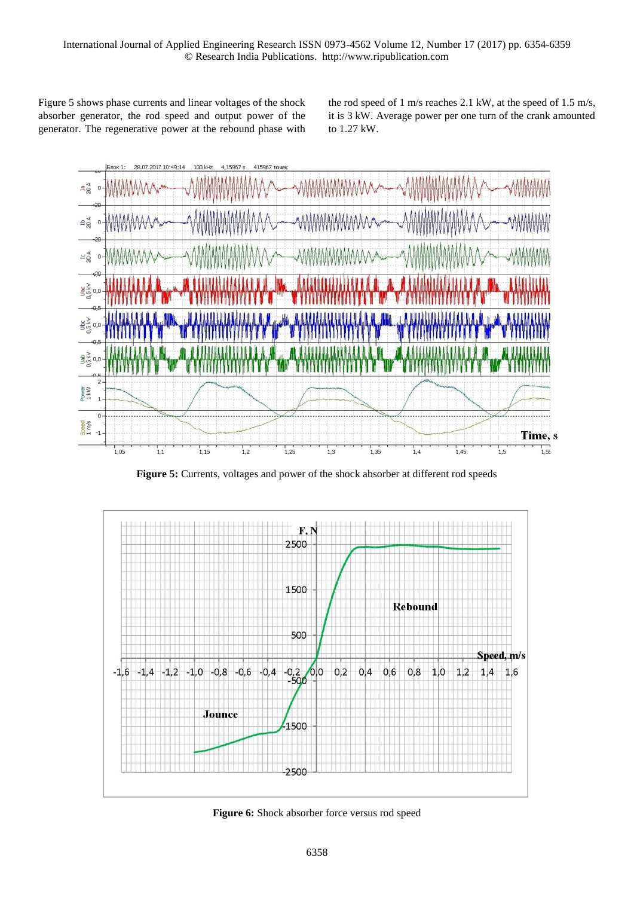Figure 5 shows phase currents and linear voltages of the shock absorber generator, the rod speed and output power of the generator. The regenerative power at the rebound phase with the rod speed of 1 m/s reaches 2.1 kW, at the speed of 1.5 m/s, it is 3 kW. Average power per one turn of the crank amounted to 1.27 kW.

**Figure 5:** Currents, voltages and power of the shock absorber at different rod speeds

**Figure 6:** Shock absorber force versus rod speed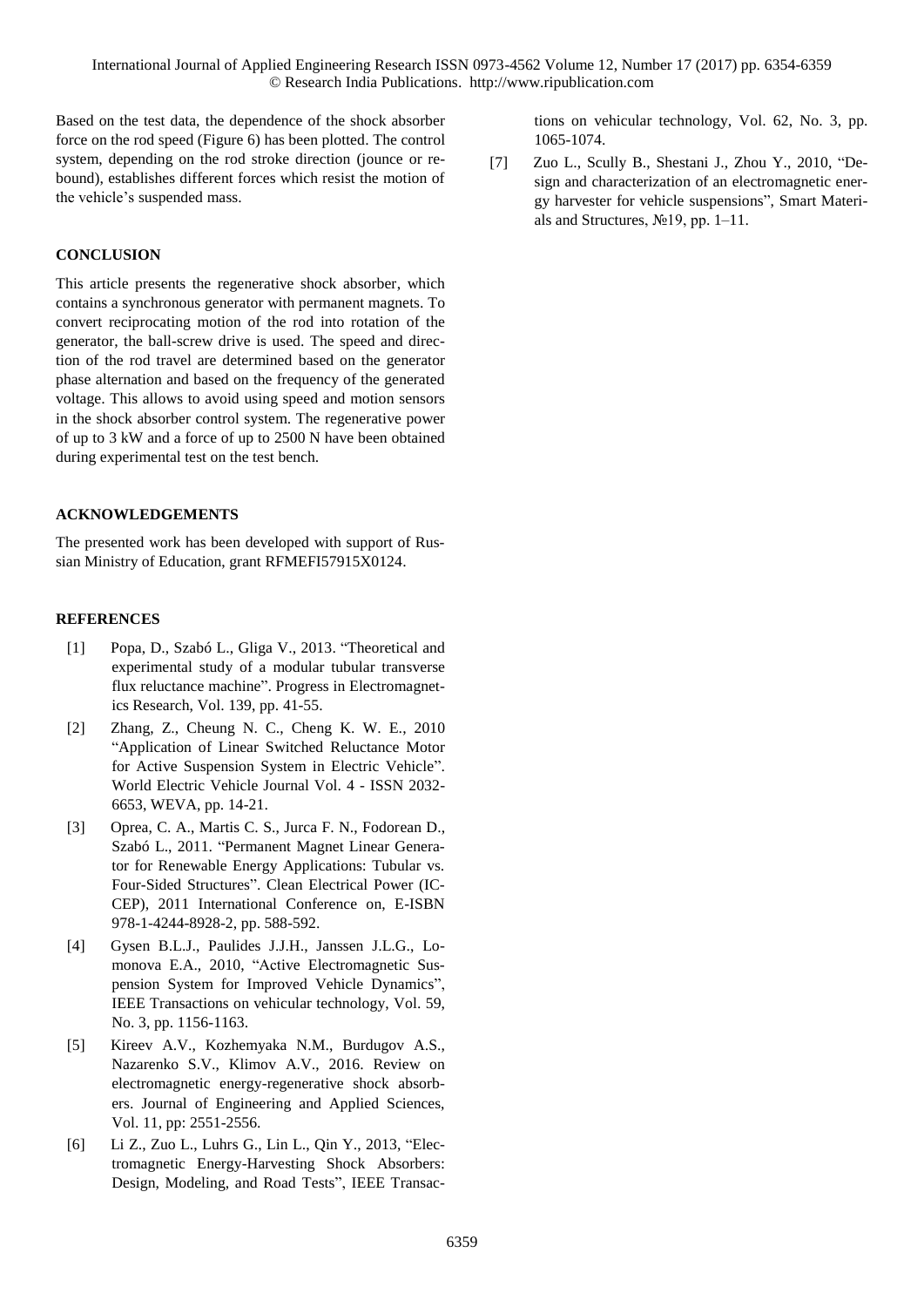Based on the test data, the dependence of the shock absorber force on the rod speed (Figure 6) has been plotted. The control system, depending on the rod stroke direction (jounce or rebound), establishes different forces which resist the motion of the vehicle's suspended mass.

## CONCLUSION

This article presents the regenerative shock absorber, which contains a synchronous generator with permanent magnets. To convert reciprocating motion of the rod into rotation of the generator, the ball-screw drive is used. The speed and direction of the rod travel are determined based on the generator phase alternation and based on the frequency of the generated voltage. This allows to avoid using speed and motion sensors in the shock absorber control system. The regenerative power of up to 3 kW and a force of up to 2500 N have been obtained during experimental test on the test bench.

## ACKNOWLEDGEMENTS

The presented work has been developed with support of Russian Ministry of Education, grant RFMEFI57915X0124.

## REFERENCES

[1] Popa, D., Szabó L., Gliga V., 2013. "Theoretical and experimental study of a modular tubular transverse flux reluctance machine". Progress in Electromagnetics Research, Vol. 139, pp. 41-55.

[2] Zhang, Z., Cheung N. C., Cheng K. W. E., 2010 "Application of Linear Switched Reluctance Motor for Active Suspension System in Electric Vehicle". World Electric Vehicle Journal Vol. 4 - ISSN 2032-6653, WEVA, pp. 14-21.

[3] Oprea, C. A., Martis C. S., Jurca F. N., Fodorean D., Szabó L., 2011. "Permanent Magnet Linear Generator for Renewable Energy Applications: Tubular vs. Four-Sided Structures". Clean Electrical Power (ICCEP), 2011 International Conference on, E-ISBN 978-1-4244-8928-2, pp. 588-592.

[4] Gysen B.L.J., Paulides J.J.H., Janssen J.L.G., Lomonova E.A., 2010, "Active Electromagnetic Suspension System for Improved Vehicle Dynamics", IEEE Transactions on vehicular technology, Vol. 59, No. 3, pp. 1156-1163.

[5] Kireev A.V., Kozhemyaka N.M., Burdugov A.S., Nazarenko S.V., Klimov A.V., 2016. Review on electromagnetic energy-regenerative shock absorbers. Journal of Engineering and Applied Sciences, Vol. 11, pp: 2551-2556.

[6] Li Z., Zuo L., Luhrs G., Lin L., Qin Y., 2013, "Electromagnetic Energy-Harvesting Shock Absorbers: Design, Modeling, and Road Tests", IEEE Transactions on vehicular technology, Vol. 62, No. 3, pp. 1065-1074.

[7] Zuo L., Scully B., Shestani J., Zhou Y., 2010, "Design and characterization of an electromagnetic energy harvester for vehicle suspensions", Smart Materials and Structures, №19, pp. 1–11.